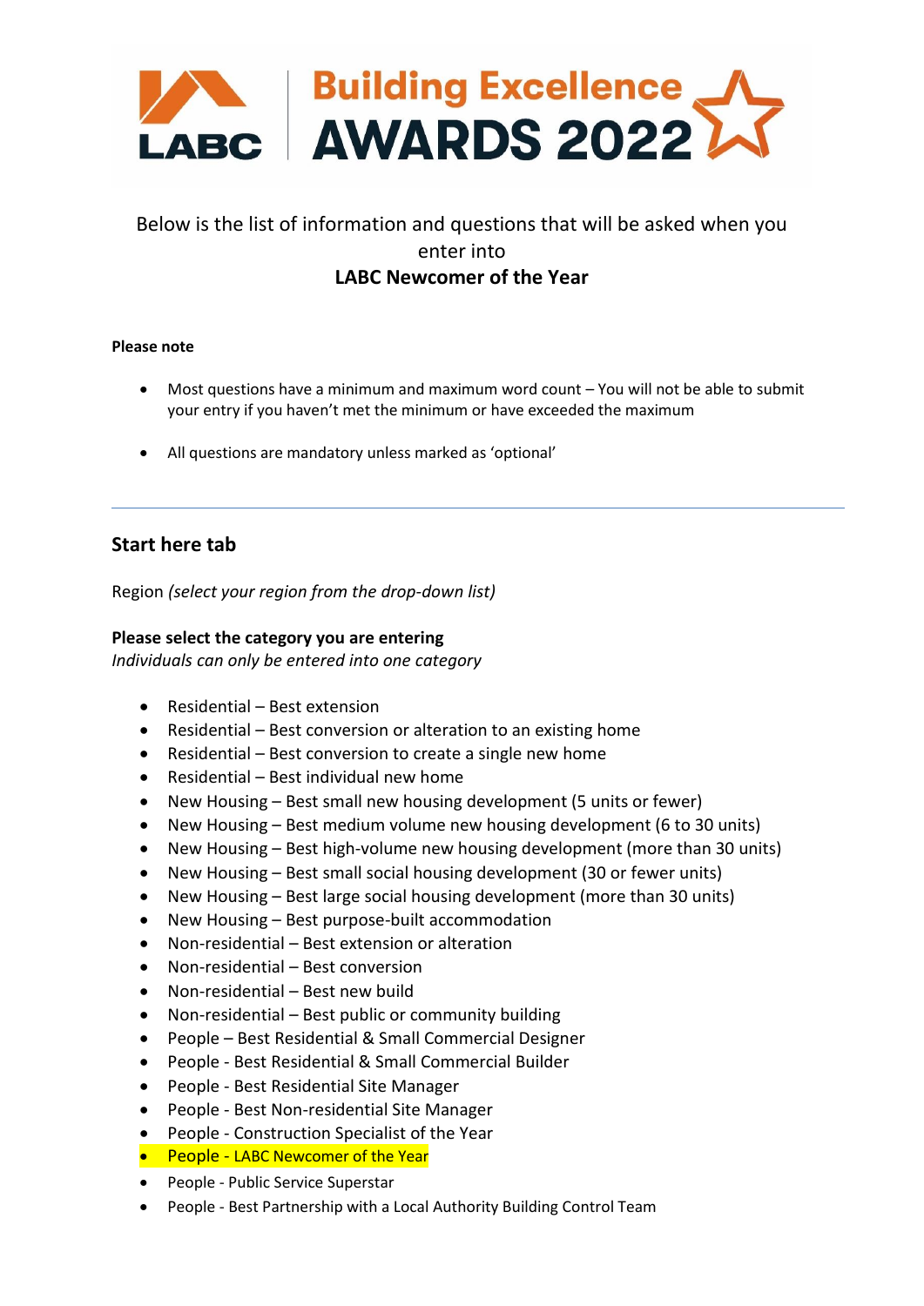# LABC Building Excellence AWARDS 2022

Below is the list of information and questions that will be asked when you enter into
**LABC Newcomer of the Year**

**Please note**

- Most questions have a minimum and maximum word count – You will not be able to submit your entry if you haven't met the minimum or have exceeded the maximum
- All questions are mandatory unless marked as 'optional'

---

## Start here tab

Region *(select your region from the drop-down list)*

**Please select the category you are entering**
*Individuals can only be entered into one category*

- Residential – Best extension
- Residential – Best conversion or alteration to an existing home
- Residential – Best conversion to create a single new home
- Residential – Best individual new home
- New Housing – Best small new housing development (5 units or fewer)
- New Housing – Best medium volume new housing development (6 to 30 units)
- New Housing – Best high-volume new housing development (more than 30 units)
- New Housing – Best small social housing development (30 or fewer units)
- New Housing – Best large social housing development (more than 30 units)
- New Housing – Best purpose-built accommodation
- Non-residential – Best extension or alteration
- Non-residential – Best conversion
- Non-residential – Best new build
- Non-residential – Best public or community building
- People – Best Residential & Small Commercial Designer
- People - Best Residential & Small Commercial Builder
- People - Best Residential Site Manager
- People - Best Non-residential Site Manager
- People - Construction Specialist of the Year
- People - LABC Newcomer of the Year
- People - Public Service Superstar
- People - Best Partnership with a Local Authority Building Control Team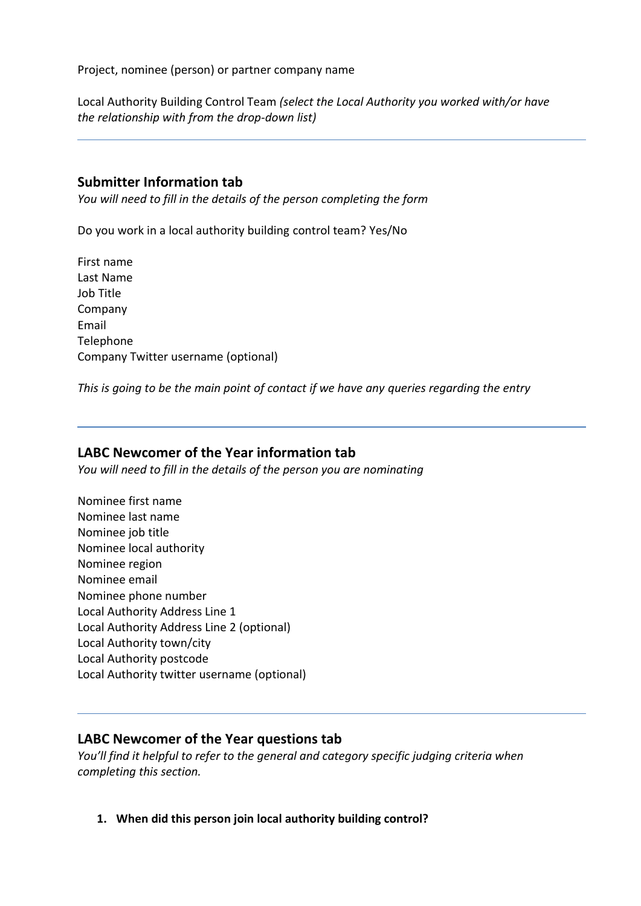Project, nominee (person) or partner company name

Local Authority Building Control Team *(select the Local Authority you worked with/or have the relationship with from the drop-down list)*

---

## Submitter Information tab

*You will need to fill in the details of the person completing the form*

Do you work in a local authority building control team? Yes/No

First name
Last Name
Job Title
Company
Email
Telephone
Company Twitter username (optional)

*This is going to be the main point of contact if we have any queries regarding the entry*

---

## LABC Newcomer of the Year information tab

*You will need to fill in the details of the person you are nominating*

Nominee first name
Nominee last name
Nominee job title
Nominee local authority
Nominee region
Nominee email
Nominee phone number
Local Authority Address Line 1
Local Authority Address Line 2 (optional)
Local Authority town/city
Local Authority postcode
Local Authority twitter username (optional)

---

## LABC Newcomer of the Year questions tab

*You'll find it helpful to refer to the general and category specific judging criteria when completing this section.*

1. **When did this person join local authority building control?**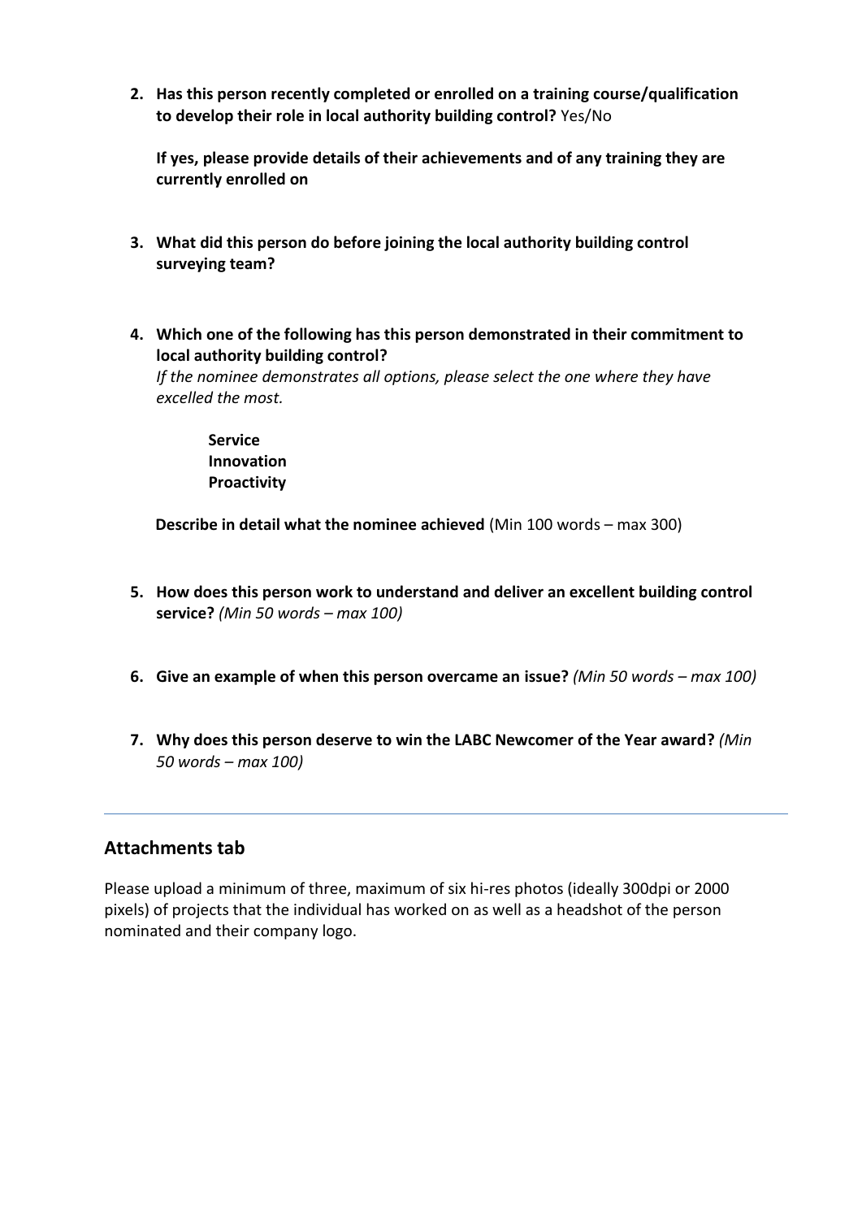2. **Has this person recently completed or enrolled on a training course/qualification to develop their role in local authority building control?** Yes/No

   **If yes, please provide details of their achievements and of any training they are currently enrolled on**

3. **What did this person do before joining the local authority building control surveying team?**

4. **Which one of the following has this person demonstrated in their commitment to local authority building control?**
   *If the nominee demonstrates all options, please select the one where they have excelled the most.*

   **Service**
   **Innovation**
   **Proactivity**

   **Describe in detail what the nominee achieved** (Min 100 words – max 300)

5. **How does this person work to understand and deliver an excellent building control service?** *(Min 50 words – max 100)*

6. **Give an example of when this person overcame an issue?** *(Min 50 words – max 100)*

7. **Why does this person deserve to win the LABC Newcomer of the Year award?** *(Min 50 words – max 100)*

---

## Attachments tab

Please upload a minimum of three, maximum of six hi-res photos (ideally 300dpi or 2000 pixels) of projects that the individual has worked on as well as a headshot of the person nominated and their company logo.